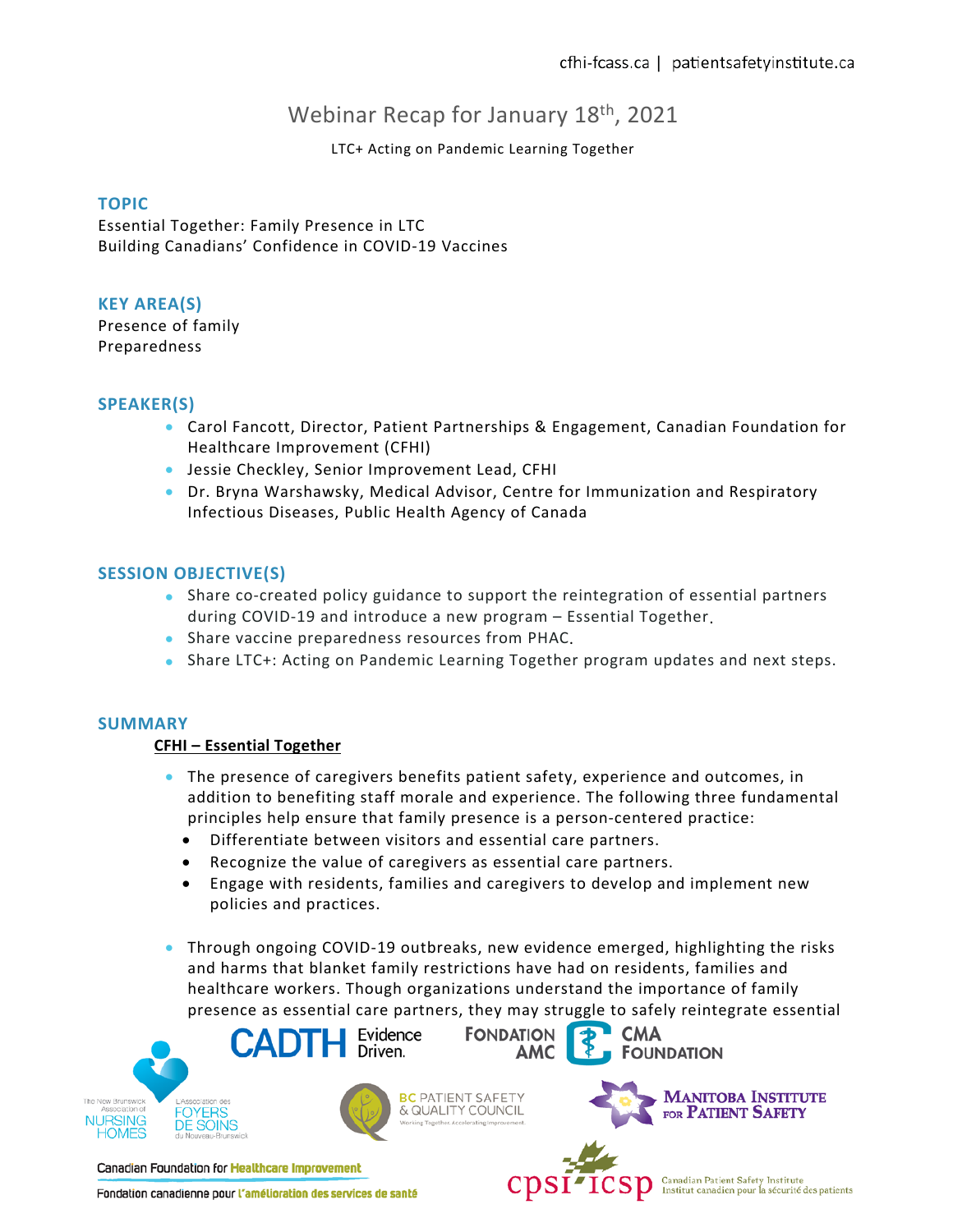cfhi-fcass.ca | patientsafetyinstitute.ca

# Webinar Recap for January 18th, 2021

LTC+ Acting on Pandemic Learning Together

## TOPIC

Essential Together: Family Presence in LTC
Building Canadians' Confidence in COVID-19 Vaccines

## KEY AREA(S)

Presence of family
Preparedness

## SPEAKER(S)

- Carol Fancott, Director, Patient Partnerships & Engagement, Canadian Foundation for Healthcare Improvement (CFHI)
- Jessie Checkley, Senior Improvement Lead, CFHI
- Dr. Bryna Warshawsky, Medical Advisor, Centre for Immunization and Respiratory Infectious Diseases, Public Health Agency of Canada

## SESSION OBJECTIVE(S)

- Share co-created policy guidance to support the reintegration of essential partners during COVID-19 and introduce a new program – Essential Together.
- Share vaccine preparedness resources from PHAC.
- Share LTC+: Acting on Pandemic Learning Together program updates and next steps.

## SUMMARY

**CFHI – Essential Together**

- The presence of caregivers benefits patient safety, experience and outcomes, in addition to benefiting staff morale and experience. The following three fundamental principles help ensure that family presence is a person-centered practice:
  - Differentiate between visitors and essential care partners.
  - Recognize the value of caregivers as essential care partners.
  - Engage with residents, families and caregivers to develop and implement new policies and practices.

- Through ongoing COVID-19 outbreaks, new evidence emerged, highlighting the risks and harms that blanket family restrictions have had on residents, families and healthcare workers. Though organizations understand the importance of family presence as essential care partners, they may struggle to safely reintegrate essential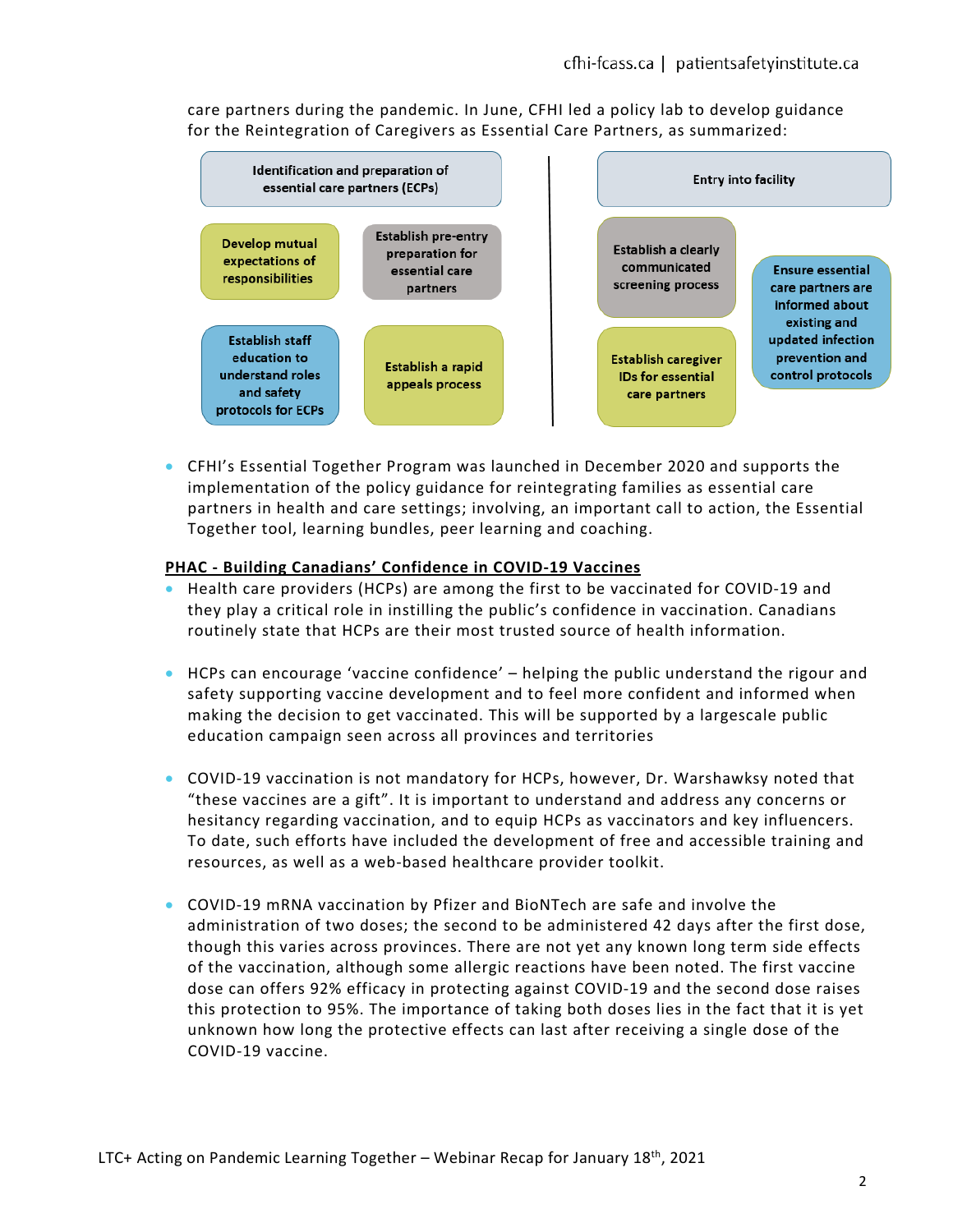care partners during the pandemic. In June, CFHI led a policy lab to develop guidance for the Reintegration of Caregivers as Essential Care Partners, as summarized:

**Identification and preparation of essential care partners (ECPs)**

- Develop mutual expectations of responsibilities
- Establish pre-entry preparation for essential care partners
- Establish staff education to understand roles and safety protocols for ECPs
- Establish a rapid appeals process

**Entry into facility**

- Establish a clearly communicated screening process
- Ensure essential care partners are informed about existing and updated infection prevention and control protocols
- Establish caregiver IDs for essential care partners

- CFHI's Essential Together Program was launched in December 2020 and supports the implementation of the policy guidance for reintegrating families as essential care partners in health and care settings; involving, an important call to action, the Essential Together tool, learning bundles, peer learning and coaching.

**PHAC - Building Canadians' Confidence in COVID-19 Vaccines**

- Health care providers (HCPs) are among the first to be vaccinated for COVID-19 and they play a critical role in instilling the public's confidence in vaccination. Canadians routinely state that HCPs are their most trusted source of health information.

- HCPs can encourage 'vaccine confidence' – helping the public understand the rigour and safety supporting vaccine development and to feel more confident and informed when making the decision to get vaccinated. This will be supported by a largescale public education campaign seen across all provinces and territories

- COVID-19 vaccination is not mandatory for HCPs, however, Dr. Warshawksy noted that "these vaccines are a gift". It is important to understand and address any concerns or hesitancy regarding vaccination, and to equip HCPs as vaccinators and key influencers. To date, such efforts have included the development of free and accessible training and resources, as well as a web-based healthcare provider toolkit.

- COVID-19 mRNA vaccination by Pfizer and BioNTech are safe and involve the administration of two doses; the second to be administered 42 days after the first dose, though this varies across provinces. There are not yet any known long term side effects of the vaccination, although some allergic reactions have been noted. The first vaccine dose can offers 92% efficacy in protecting against COVID-19 and the second dose raises this protection to 95%. The importance of taking both doses lies in the fact that it is yet unknown how long the protective effects can last after receiving a single dose of the COVID-19 vaccine.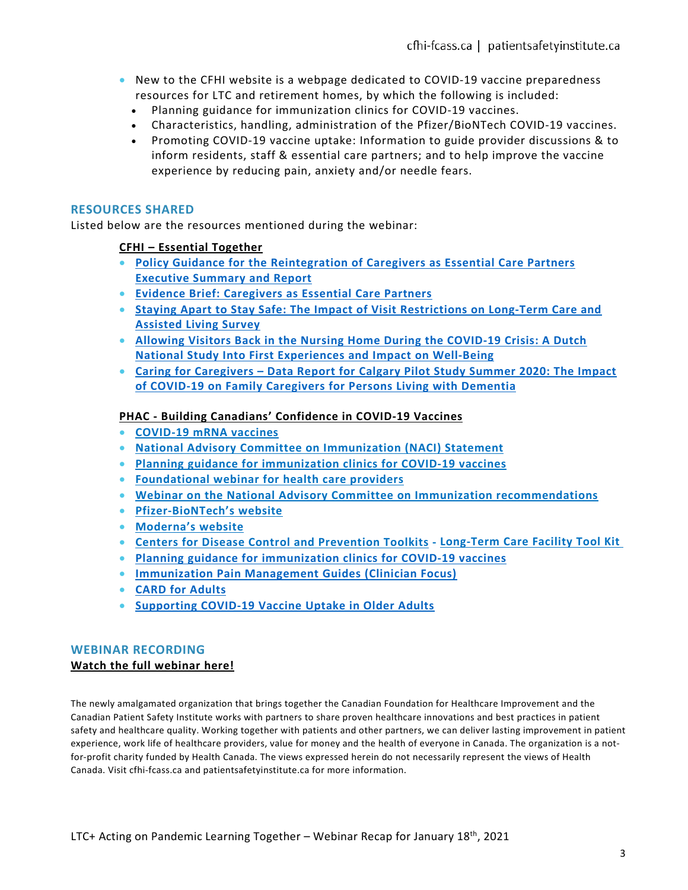- New to the CFHI website is a webpage dedicated to COVID-19 vaccine preparedness resources for LTC and retirement homes, by which the following is included:
  - Planning guidance for immunization clinics for COVID-19 vaccines.
  - Characteristics, handling, administration of the Pfizer/BioNTech COVID-19 vaccines.
  - Promoting COVID-19 vaccine uptake: Information to guide provider discussions & to inform residents, staff & essential care partners; and to help improve the vaccine experience by reducing pain, anxiety and/or needle fears.

## RESOURCES SHARED

Listed below are the resources mentioned during the webinar:

**CFHI – Essential Together**

- **Policy Guidance for the Reintegration of Caregivers as Essential Care Partners Executive Summary and Report**
- **Evidence Brief: Caregivers as Essential Care Partners**
- **Staying Apart to Stay Safe: The Impact of Visit Restrictions on Long-Term Care and Assisted Living Survey**
- **Allowing Visitors Back in the Nursing Home During the COVID-19 Crisis: A Dutch National Study Into First Experiences and Impact on Well-Being**
- **Caring for Caregivers – Data Report for Calgary Pilot Study Summer 2020: The Impact of COVID-19 on Family Caregivers for Persons Living with Dementia**

**PHAC - Building Canadians' Confidence in COVID-19 Vaccines**

- **COVID-19 mRNA vaccines**
- **National Advisory Committee on Immunization (NACI) Statement**
- **Planning guidance for immunization clinics for COVID-19 vaccines**
- **Foundational webinar for health care providers**
- **Webinar on the National Advisory Committee on Immunization recommendations**
- **Pfizer-BioNTech's website**
- **Moderna's website**
- **Centers for Disease Control and Prevention Toolkits - Long-Term Care Facility Tool Kit**
- **Planning guidance for immunization clinics for COVID-19 vaccines**
- **Immunization Pain Management Guides (Clinician Focus)**
- **CARD for Adults**
- **Supporting COVID-19 Vaccine Uptake in Older Adults**

## WEBINAR RECORDING

**Watch the full webinar here!**

The newly amalgamated organization that brings together the Canadian Foundation for Healthcare Improvement and the Canadian Patient Safety Institute works with partners to share proven healthcare innovations and best practices in patient safety and healthcare quality. Working together with patients and other partners, we can deliver lasting improvement in patient experience, work life of healthcare providers, value for money and the health of everyone in Canada. The organization is a not-for-profit charity funded by Health Canada. The views expressed herein do not necessarily represent the views of Health Canada. Visit cfhi-fcass.ca and patientsafetyinstitute.ca for more information.